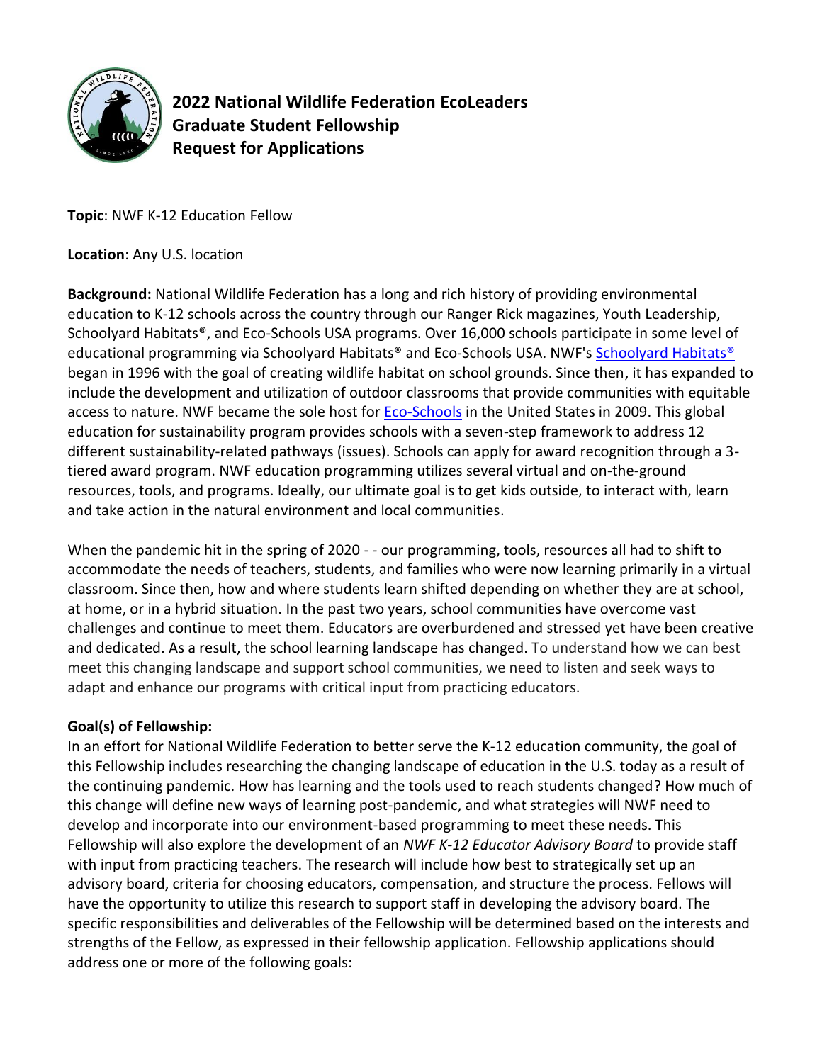# 2022 National Wildlife Federation EcoLeaders Graduate Student Fellowship Request for Applications

**Topic**: NWF K-12 Education Fellow

**Location**: Any U.S. location

**Background:** National Wildlife Federation has a long and rich history of providing environmental education to K-12 schools across the country through our Ranger Rick magazines, Youth Leadership, Schoolyard Habitats®, and Eco-Schools USA programs. Over 16,000 schools participate in some level of educational programming via Schoolyard Habitats® and Eco-Schools USA. NWF's Schoolyard Habitats® began in 1996 with the goal of creating wildlife habitat on school grounds. Since then, it has expanded to include the development and utilization of outdoor classrooms that provide communities with equitable access to nature. NWF became the sole host for Eco-Schools in the United States in 2009. This global education for sustainability program provides schools with a seven-step framework to address 12 different sustainability-related pathways (issues). Schools can apply for award recognition through a 3-tiered award program. NWF education programming utilizes several virtual and on-the-ground resources, tools, and programs. Ideally, our ultimate goal is to get kids outside, to interact with, learn and take action in the natural environment and local communities.

When the pandemic hit in the spring of 2020 - - our programming, tools, resources all had to shift to accommodate the needs of teachers, students, and families who were now learning primarily in a virtual classroom. Since then, how and where students learn shifted depending on whether they are at school, at home, or in a hybrid situation. In the past two years, school communities have overcome vast challenges and continue to meet them. Educators are overburdened and stressed yet have been creative and dedicated. As a result, the school learning landscape has changed. To understand how we can best meet this changing landscape and support school communities, we need to listen and seek ways to adapt and enhance our programs with critical input from practicing educators.

**Goal(s) of Fellowship:**

In an effort for National Wildlife Federation to better serve the K-12 education community, the goal of this Fellowship includes researching the changing landscape of education in the U.S. today as a result of the continuing pandemic. How has learning and the tools used to reach students changed? How much of this change will define new ways of learning post-pandemic, and what strategies will NWF need to develop and incorporate into our environment-based programming to meet these needs. This Fellowship will also explore the development of an *NWF K-12 Educator Advisory Board* to provide staff with input from practicing teachers. The research will include how best to strategically set up an advisory board, criteria for choosing educators, compensation, and structure the process. Fellows will have the opportunity to utilize this research to support staff in developing the advisory board. The specific responsibilities and deliverables of the Fellowship will be determined based on the interests and strengths of the Fellow, as expressed in their fellowship application. Fellowship applications should address one or more of the following goals: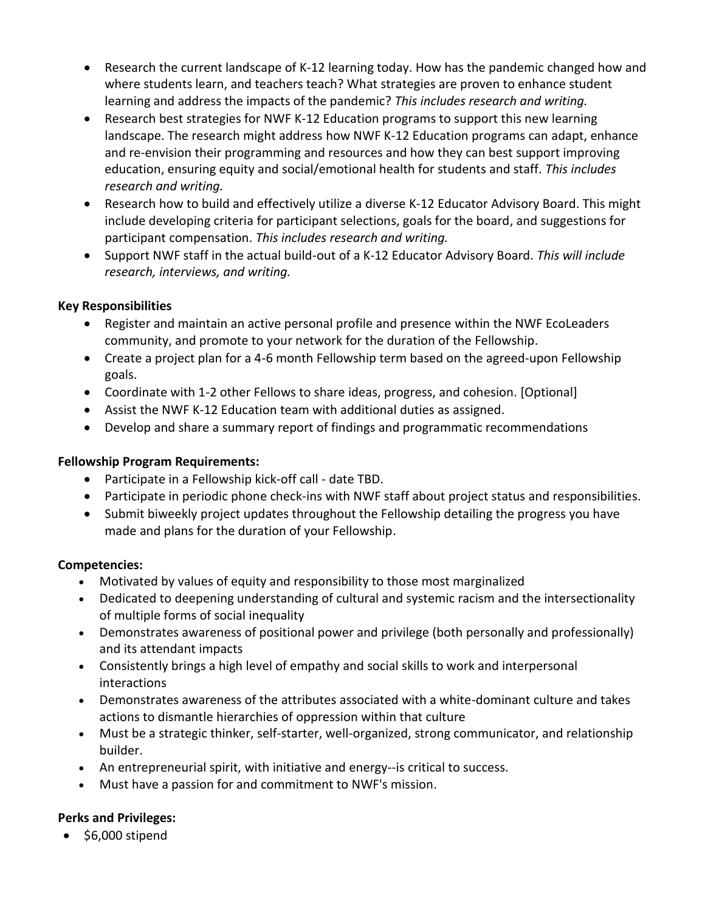- Research the current landscape of K-12 learning today. How has the pandemic changed how and where students learn, and teachers teach? What strategies are proven to enhance student learning and address the impacts of the pandemic? *This includes research and writing.*
- Research best strategies for NWF K-12 Education programs to support this new learning landscape. The research might address how NWF K-12 Education programs can adapt, enhance and re-envision their programming and resources and how they can best support improving education, ensuring equity and social/emotional health for students and staff. *This includes research and writing.*
- Research how to build and effectively utilize a diverse K-12 Educator Advisory Board. This might include developing criteria for participant selections, goals for the board, and suggestions for participant compensation. *This includes research and writing.*
- Support NWF staff in the actual build-out of a K-12 Educator Advisory Board. *This will include research, interviews, and writing.*

**Key Responsibilities**

- Register and maintain an active personal profile and presence within the NWF EcoLeaders community, and promote to your network for the duration of the Fellowship.
- Create a project plan for a 4-6 month Fellowship term based on the agreed-upon Fellowship goals.
- Coordinate with 1-2 other Fellows to share ideas, progress, and cohesion. [Optional]
- Assist the NWF K-12 Education team with additional duties as assigned.
- Develop and share a summary report of findings and programmatic recommendations

**Fellowship Program Requirements:**

- Participate in a Fellowship kick-off call - date TBD.
- Participate in periodic phone check-ins with NWF staff about project status and responsibilities.
- Submit biweekly project updates throughout the Fellowship detailing the progress you have made and plans for the duration of your Fellowship.

**Competencies:**

- Motivated by values of equity and responsibility to those most marginalized
- Dedicated to deepening understanding of cultural and systemic racism and the intersectionality of multiple forms of social inequality
- Demonstrates awareness of positional power and privilege (both personally and professionally) and its attendant impacts
- Consistently brings a high level of empathy and social skills to work and interpersonal interactions
- Demonstrates awareness of the attributes associated with a white-dominant culture and takes actions to dismantle hierarchies of oppression within that culture
- Must be a strategic thinker, self-starter, well-organized, strong communicator, and relationship builder.
- An entrepreneurial spirit, with initiative and energy--is critical to success.
- Must have a passion for and commitment to NWF's mission.

**Perks and Privileges:**

- $6,000 stipend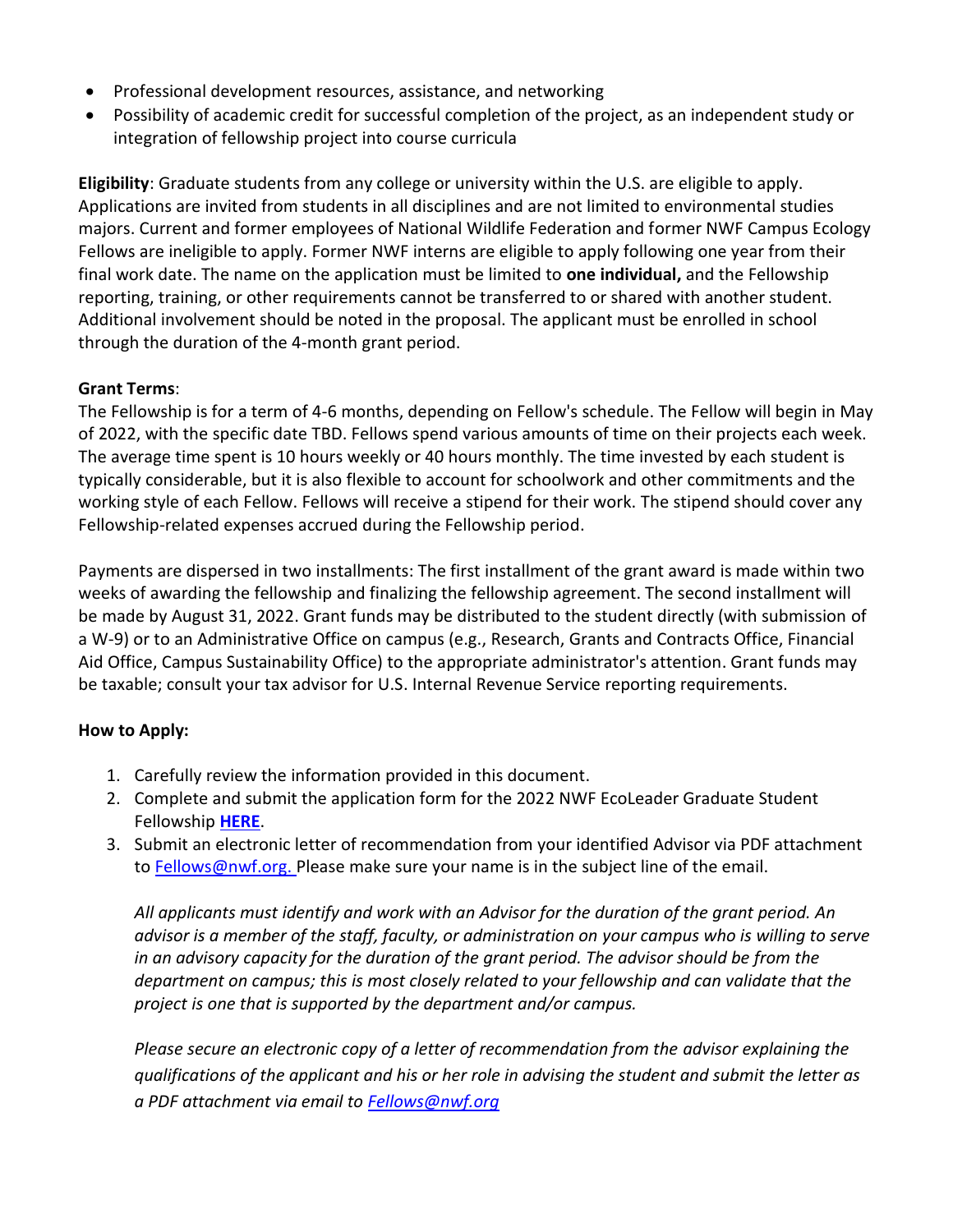- Professional development resources, assistance, and networking
- Possibility of academic credit for successful completion of the project, as an independent study or integration of fellowship project into course curricula

**Eligibility**: Graduate students from any college or university within the U.S. are eligible to apply. Applications are invited from students in all disciplines and are not limited to environmental studies majors. Current and former employees of National Wildlife Federation and former NWF Campus Ecology Fellows are ineligible to apply. Former NWF interns are eligible to apply following one year from their final work date. The name on the application must be limited to **one individual,** and the Fellowship reporting, training, or other requirements cannot be transferred to or shared with another student. Additional involvement should be noted in the proposal. The applicant must be enrolled in school through the duration of the 4-month grant period.

**Grant Terms**:

The Fellowship is for a term of 4-6 months, depending on Fellow's schedule. The Fellow will begin in May of 2022, with the specific date TBD. Fellows spend various amounts of time on their projects each week. The average time spent is 10 hours weekly or 40 hours monthly. The time invested by each student is typically considerable, but it is also flexible to account for schoolwork and other commitments and the working style of each Fellow. Fellows will receive a stipend for their work. The stipend should cover any Fellowship-related expenses accrued during the Fellowship period.

Payments are dispersed in two installments: The first installment of the grant award is made within two weeks of awarding the fellowship and finalizing the fellowship agreement. The second installment will be made by August 31, 2022. Grant funds may be distributed to the student directly (with submission of a W-9) or to an Administrative Office on campus (e.g., Research, Grants and Contracts Office, Financial Aid Office, Campus Sustainability Office) to the appropriate administrator's attention. Grant funds may be taxable; consult your tax advisor for U.S. Internal Revenue Service reporting requirements.

**How to Apply:**

1. Carefully review the information provided in this document.
2. Complete and submit the application form for the 2022 NWF EcoLeader Graduate Student Fellowship **HERE**.
3. Submit an electronic letter of recommendation from your identified Advisor via PDF attachment to Fellows@nwf.org. Please make sure your name is in the subject line of the email.

   *All applicants must identify and work with an Advisor for the duration of the grant period. An advisor is a member of the staff, faculty, or administration on your campus who is willing to serve in an advisory capacity for the duration of the grant period. The advisor should be from the department on campus; this is most closely related to your fellowship and can validate that the project is one that is supported by the department and/or campus.*

   *Please secure an electronic copy of a letter of recommendation from the advisor explaining the qualifications of the applicant and his or her role in advising the student and submit the letter as a PDF attachment via email to Fellows@nwf.org*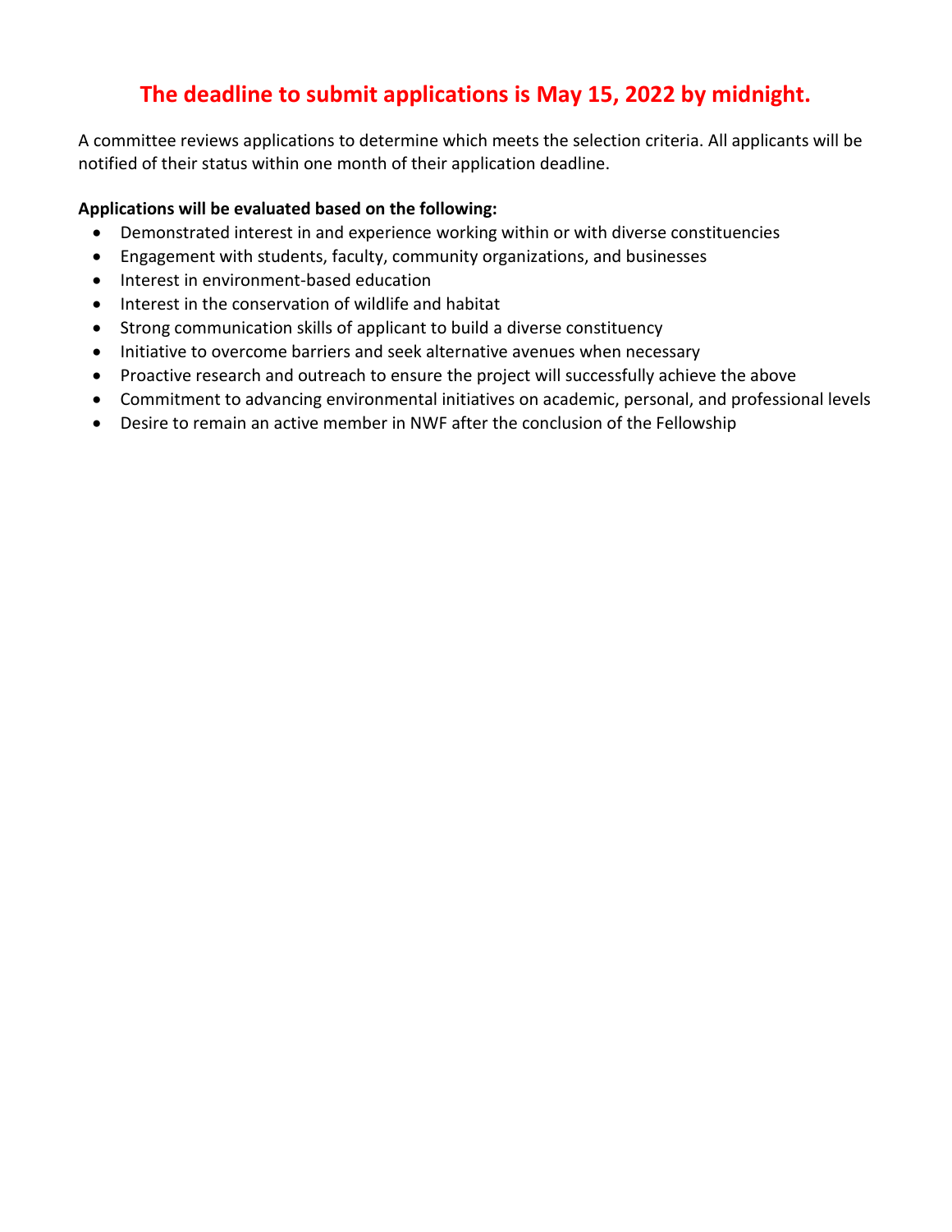## The deadline to submit applications is May 15, 2022 by midnight.

A committee reviews applications to determine which meets the selection criteria. All applicants will be notified of their status within one month of their application deadline.

**Applications will be evaluated based on the following:**

- Demonstrated interest in and experience working within or with diverse constituencies
- Engagement with students, faculty, community organizations, and businesses
- Interest in environment-based education
- Interest in the conservation of wildlife and habitat
- Strong communication skills of applicant to build a diverse constituency
- Initiative to overcome barriers and seek alternative avenues when necessary
- Proactive research and outreach to ensure the project will successfully achieve the above
- Commitment to advancing environmental initiatives on academic, personal, and professional levels
- Desire to remain an active member in NWF after the conclusion of the Fellowship